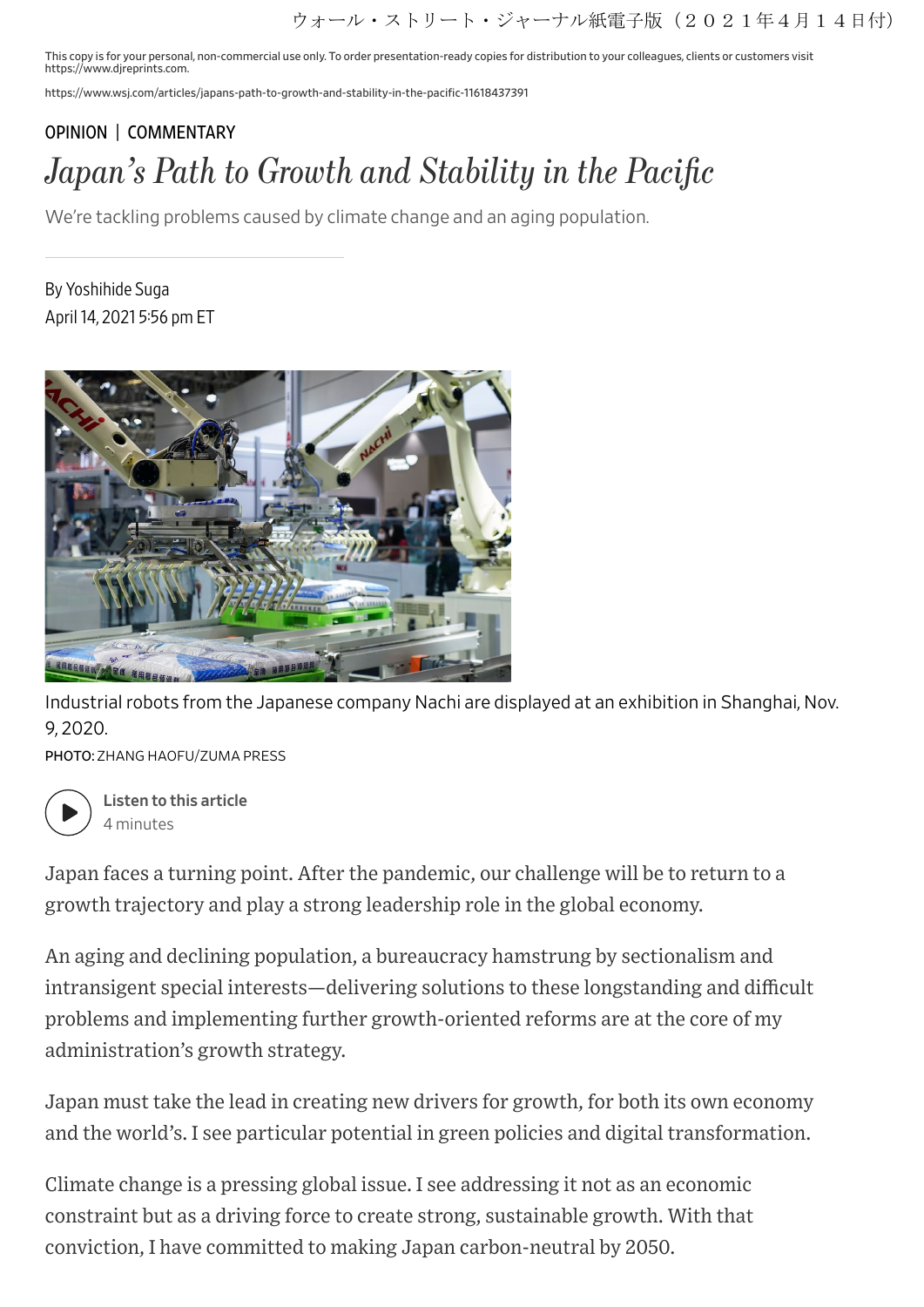ウォール・ストリート・ジャーナル紙電子版（２０２１年４月１４日付）

This copy is for your personal, non-commercial use only. To order presentation-ready copies for distribution to your colleagues, clients or customers visit https://www.djreprints.com.

https://www.wsj.com/articles/japans-path-to-growth-and-stability-in-the-pacific-11618437391

OPINION | COMMENTARY

# *Japan's Path to Growth and Stability in the Pacific*

We're tackling problems caused by climate change and an aging population.

By Yoshihide Suga
April 14, 2021 5:56 pm ET

Industrial robots from the Japanese company Nachi are displayed at an exhibition in Shanghai, Nov. 9, 2020.
PHOTO: ZHANG HAOFU/ZUMA PRESS

Listen to this article
4 minutes

Japan faces a turning point. After the pandemic, our challenge will be to return to a growth trajectory and play a strong leadership role in the global economy.

An aging and declining population, a bureaucracy hamstrung by sectionalism and intransigent special interests—delivering solutions to these longstanding and difficult problems and implementing further growth-oriented reforms are at the core of my administration's growth strategy.

Japan must take the lead in creating new drivers for growth, for both its own economy and the world's. I see particular potential in green policies and digital transformation.

Climate change is a pressing global issue. I see addressing it not as an economic constraint but as a driving force to create strong, sustainable growth. With that conviction, I have committed to making Japan carbon-neutral by 2050.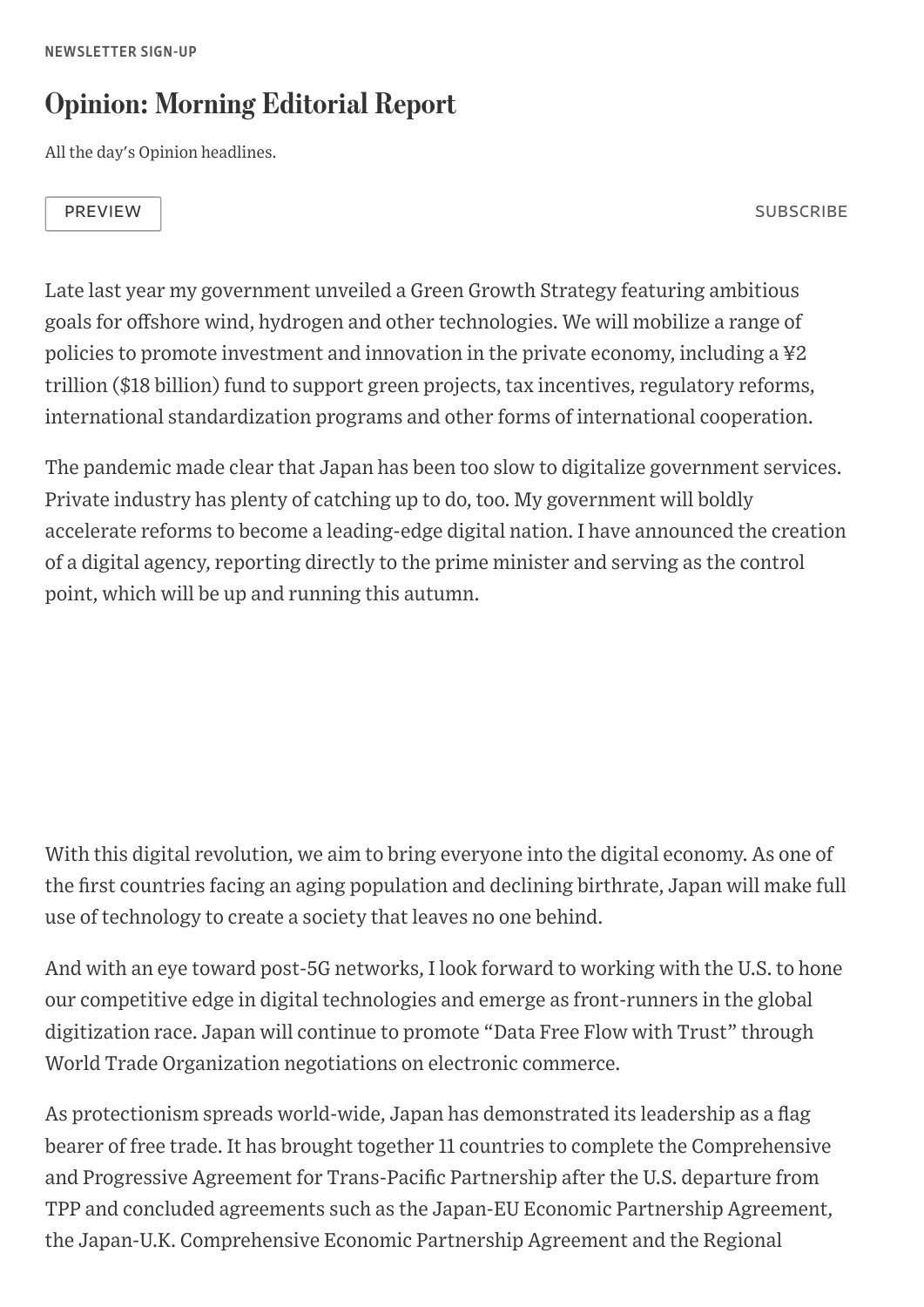Late last year my government unveiled a Green Growth Strategy featuring ambitious goals for offshore wind, hydrogen and other technologies. We will mobilize a range of policies to promote investment and innovation in the private economy, including a ¥2 trillion ($18 billion) fund to support green projects, tax incentives, regulatory reforms, international standardization programs and other forms of international cooperation.

The pandemic made clear that Japan has been too slow to digitalize government services. Private industry has plenty of catching up to do, too. My government will boldly accelerate reforms to become a leading-edge digital nation. I have announced the creation of a digital agency, reporting directly to the prime minister and serving as the control point, which will be up and running this autumn.

With this digital revolution, we aim to bring everyone into the digital economy. As one of the first countries facing an aging population and declining birthrate, Japan will make full use of technology to create a society that leaves no one behind.

And with an eye toward post-5G networks, I look forward to working with the U.S. to hone our competitive edge in digital technologies and emerge as front-runners in the global digitization race. Japan will continue to promote "Data Free Flow with Trust" through World Trade Organization negotiations on electronic commerce.

As protectionism spreads world-wide, Japan has demonstrated its leadership as a flag bearer of free trade. It has brought together 11 countries to complete the Comprehensive and Progressive Agreement for Trans-Pacific Partnership after the U.S. departure from TPP and concluded agreements such as the Japan-EU Economic Partnership Agreement, the Japan-U.K. Comprehensive Economic Partnership Agreement and the Regional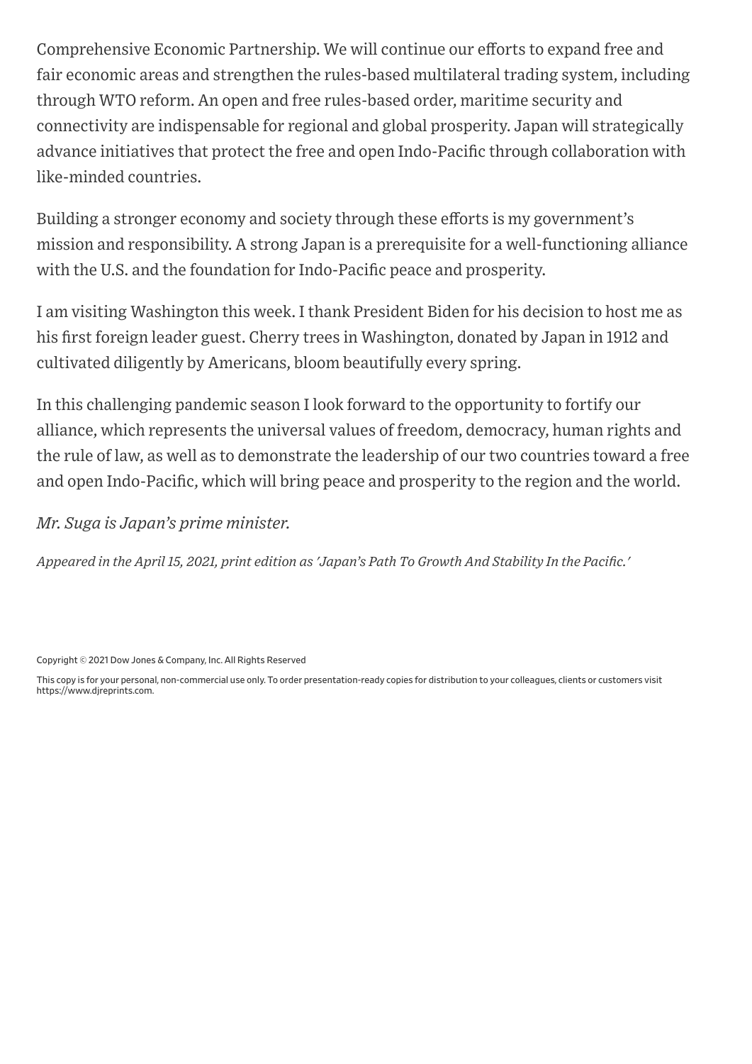Comprehensive Economic Partnership. We will continue our efforts to expand free and fair economic areas and strengthen the rules-based multilateral trading system, including through WTO reform. An open and free rules-based order, maritime security and connectivity are indispensable for regional and global prosperity. Japan will strategically advance initiatives that protect the free and open Indo-Pacific through collaboration with like-minded countries.

Building a stronger economy and society through these efforts is my government's mission and responsibility. A strong Japan is a prerequisite for a well-functioning alliance with the U.S. and the foundation for Indo-Pacific peace and prosperity.

I am visiting Washington this week. I thank President Biden for his decision to host me as his first foreign leader guest. Cherry trees in Washington, donated by Japan in 1912 and cultivated diligently by Americans, bloom beautifully every spring.

In this challenging pandemic season I look forward to the opportunity to fortify our alliance, which represents the universal values of freedom, democracy, human rights and the rule of law, as well as to demonstrate the leadership of our two countries toward a free and open Indo-Pacific, which will bring peace and prosperity to the region and the world.

*Mr. Suga is Japan's prime minister.*

*Appeared in the April 15, 2021, print edition as 'Japan's Path To Growth And Stability In the Pacific.'*

Copyright © 2021 Dow Jones & Company, Inc. All Rights Reserved

This copy is for your personal, non-commercial use only. To order presentation-ready copies for distribution to your colleagues, clients or customers visit https://www.djreprints.com.